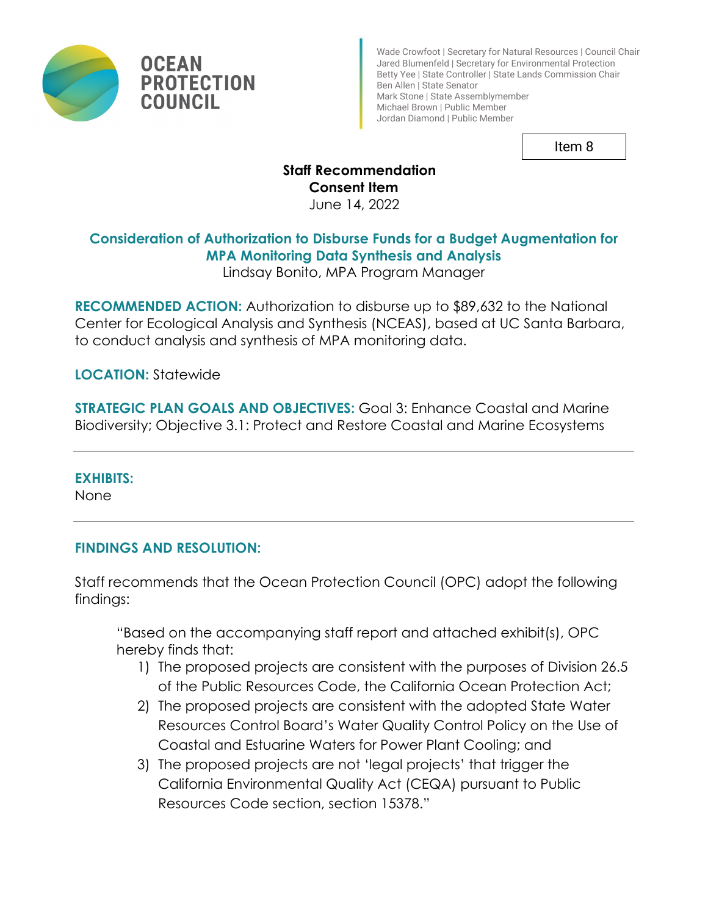**OCEAN PROTECTION COUNCIL**

Wade Crowfoot | Secretary for Natural Resources | Council Chair
Jared Blumenfeld | Secretary for Environmental Protection
Betty Yee | State Controller | State Lands Commission Chair
Ben Allen | State Senator
Mark Stone | State Assemblymember
Michael Brown | Public Member
Jordan Diamond | Public Member

Item 8

**Staff Recommendation**
**Consent Item**
June 14, 2022

## Consideration of Authorization to Disburse Funds for a Budget Augmentation for MPA Monitoring Data Synthesis and Analysis

Lindsay Bonito, MPA Program Manager

**RECOMMENDED ACTION:** Authorization to disburse up to $89,632 to the National Center for Ecological Analysis and Synthesis (NCEAS), based at UC Santa Barbara, to conduct analysis and synthesis of MPA monitoring data.

**LOCATION:** Statewide

**STRATEGIC PLAN GOALS AND OBJECTIVES:** Goal 3: Enhance Coastal and Marine Biodiversity; Objective 3.1: Protect and Restore Coastal and Marine Ecosystems

---

**EXHIBITS:**
None

---

**FINDINGS AND RESOLUTION:**

Staff recommends that the Ocean Protection Council (OPC) adopt the following findings:

> "Based on the accompanying staff report and attached exhibit(s), OPC hereby finds that:
> 1) The proposed projects are consistent with the purposes of Division 26.5 of the Public Resources Code, the California Ocean Protection Act;
> 2) The proposed projects are consistent with the adopted State Water Resources Control Board's Water Quality Control Policy on the Use of Coastal and Estuarine Waters for Power Plant Cooling; and
> 3) The proposed projects are not 'legal projects' that trigger the California Environmental Quality Act (CEQA) pursuant to Public Resources Code section, section 15378."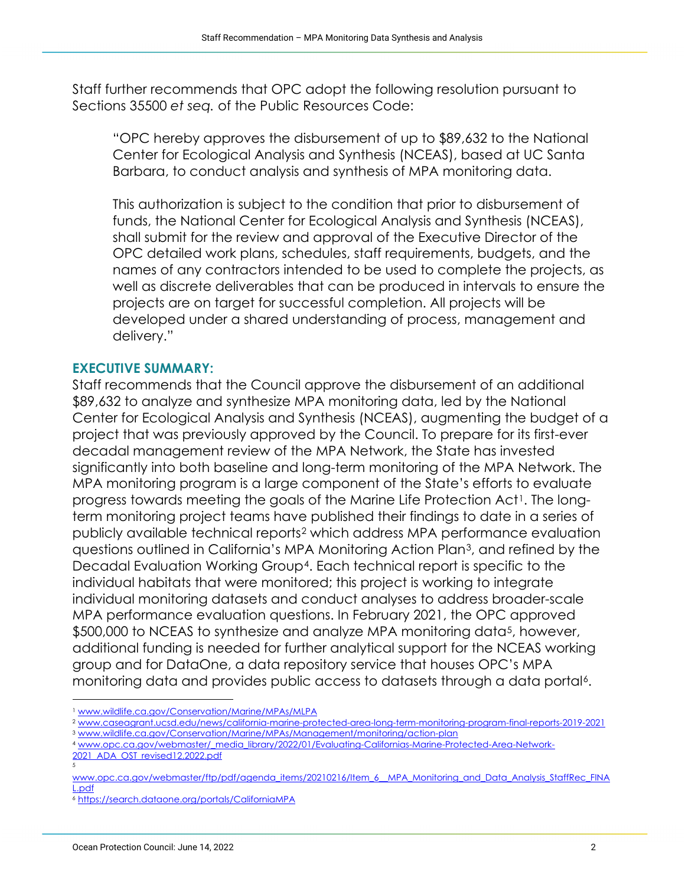Staff further recommends that OPC adopt the following resolution pursuant to Sections 35500 *et seq.* of the Public Resources Code:

> "OPC hereby approves the disbursement of up to $89,632 to the National Center for Ecological Analysis and Synthesis (NCEAS), based at UC Santa Barbara, to conduct analysis and synthesis of MPA monitoring data.
>
> This authorization is subject to the condition that prior to disbursement of funds, the National Center for Ecological Analysis and Synthesis (NCEAS), shall submit for the review and approval of the Executive Director of the OPC detailed work plans, schedules, staff requirements, budgets, and the names of any contractors intended to be used to complete the projects, as well as discrete deliverables that can be produced in intervals to ensure the projects are on target for successful completion. All projects will be developed under a shared understanding of process, management and delivery."

## EXECUTIVE SUMMARY:

Staff recommends that the Council approve the disbursement of an additional $89,632 to analyze and synthesize MPA monitoring data, led by the National Center for Ecological Analysis and Synthesis (NCEAS), augmenting the budget of a project that was previously approved by the Council. To prepare for its first-ever decadal management review of the MPA Network, the State has invested significantly into both baseline and long-term monitoring of the MPA Network. The MPA monitoring program is a large component of the State's efforts to evaluate progress towards meeting the goals of the Marine Life Protection Act[1]. The long-term monitoring project teams have published their findings to date in a series of publicly available technical reports[2] which address MPA performance evaluation questions outlined in California's MPA Monitoring Action Plan[3], and refined by the Decadal Evaluation Working Group[4]. Each technical report is specific to the individual habitats that were monitored; this project is working to integrate individual monitoring datasets and conduct analyses to address broader-scale MPA performance evaluation questions. In February 2021, the OPC approved $500,000 to NCEAS to synthesize and analyze MPA monitoring data[5], however, additional funding is needed for further analytical support for the NCEAS working group and for DataOne, a data repository service that houses OPC's MPA monitoring data and provides public access to datasets through a data portal[6].

---

[1] www.wildlife.ca.gov/Conservation/Marine/MPAs/MLPA

[2] www.caseagrant.ucsd.edu/news/california-marine-protected-area-long-term-monitoring-program-final-reports-2019-2021

[3] www.wildlife.ca.gov/Conservation/Marine/MPAs/Management/monitoring/action-plan

[4] www.opc.ca.gov/webmaster/_media_library/2022/01/Evaluating-Californias-Marine-Protected-Area-Network-2021_ADA_OST_revised12.2022.pdf

[5] www.opc.ca.gov/webmaster/ftp/pdf/agenda_items/20210216/Item_6__MPA_Monitoring_and_Data_Analysis_StaffRec_FINAL.pdf

[6] https://search.dataone.org/portals/CaliforniaMPA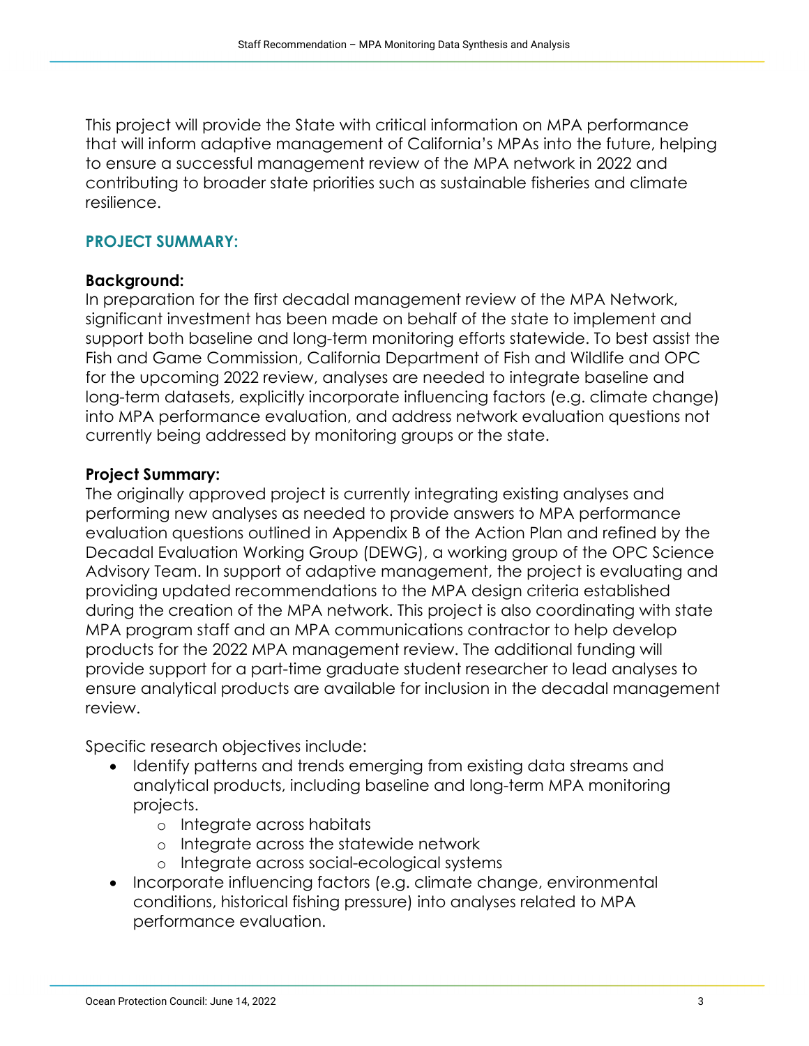This project will provide the State with critical information on MPA performance that will inform adaptive management of California's MPAs into the future, helping to ensure a successful management review of the MPA network in 2022 and contributing to broader state priorities such as sustainable fisheries and climate resilience.

## PROJECT SUMMARY:

### Background:

In preparation for the first decadal management review of the MPA Network, significant investment has been made on behalf of the state to implement and support both baseline and long-term monitoring efforts statewide. To best assist the Fish and Game Commission, California Department of Fish and Wildlife and OPC for the upcoming 2022 review, analyses are needed to integrate baseline and long-term datasets, explicitly incorporate influencing factors (e.g. climate change) into MPA performance evaluation, and address network evaluation questions not currently being addressed by monitoring groups or the state.

### Project Summary:

The originally approved project is currently integrating existing analyses and performing new analyses as needed to provide answers to MPA performance evaluation questions outlined in Appendix B of the Action Plan and refined by the Decadal Evaluation Working Group (DEWG), a working group of the OPC Science Advisory Team. In support of adaptive management, the project is evaluating and providing updated recommendations to the MPA design criteria established during the creation of the MPA network. This project is also coordinating with state MPA program staff and an MPA communications contractor to help develop products for the 2022 MPA management review. The additional funding will provide support for a part-time graduate student researcher to lead analyses to ensure analytical products are available for inclusion in the decadal management review.

Specific research objectives include:

- Identify patterns and trends emerging from existing data streams and analytical products, including baseline and long-term MPA monitoring projects.
  - Integrate across habitats
  - Integrate across the statewide network
  - Integrate across social-ecological systems
- Incorporate influencing factors (e.g. climate change, environmental conditions, historical fishing pressure) into analyses related to MPA performance evaluation.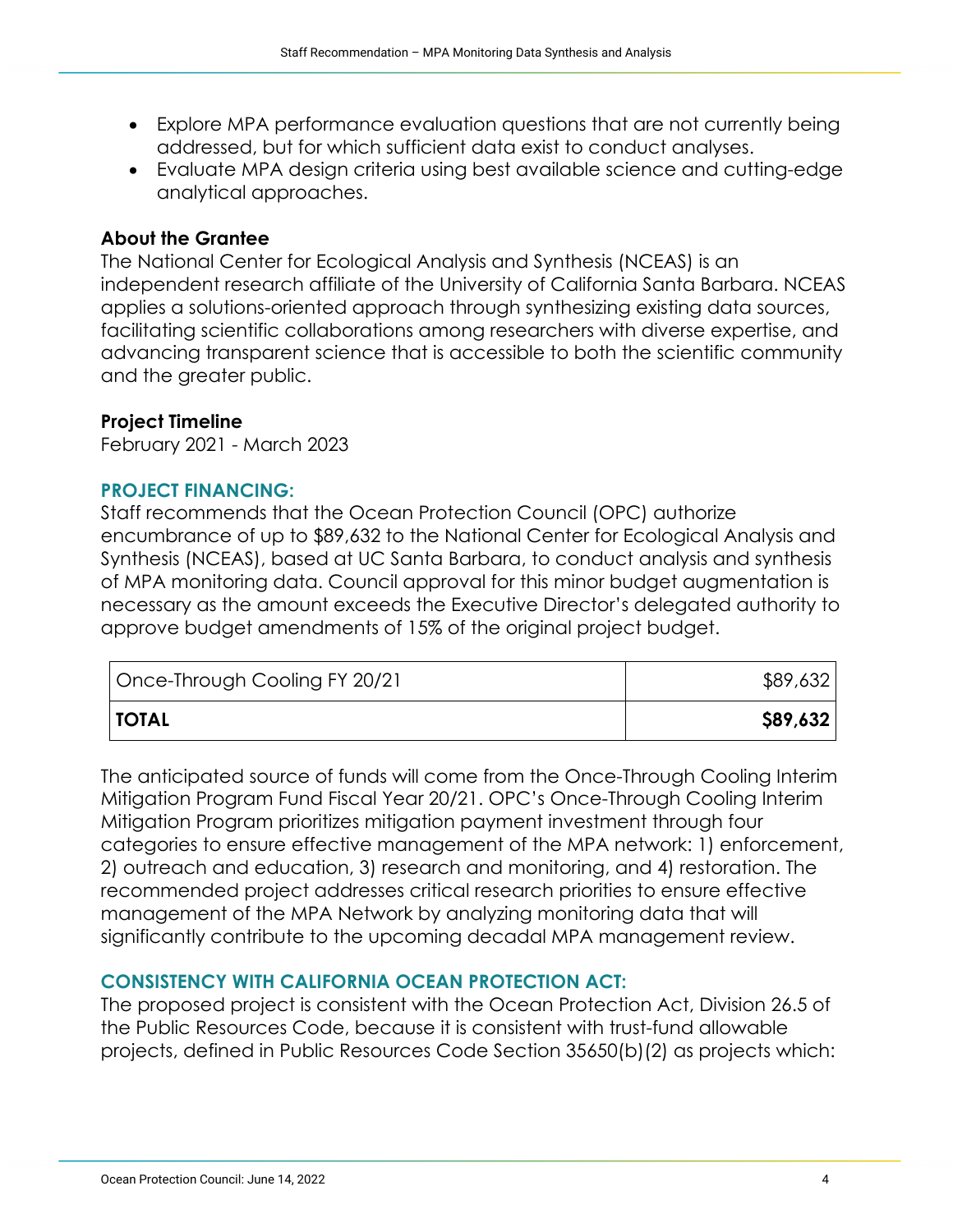- Explore MPA performance evaluation questions that are not currently being addressed, but for which sufficient data exist to conduct analyses.
- Evaluate MPA design criteria using best available science and cutting-edge analytical approaches.

**About the Grantee**

The National Center for Ecological Analysis and Synthesis (NCEAS) is an independent research affiliate of the University of California Santa Barbara. NCEAS applies a solutions-oriented approach through synthesizing existing data sources, facilitating scientific collaborations among researchers with diverse expertise, and advancing transparent science that is accessible to both the scientific community and the greater public.

**Project Timeline**

February 2021 - March 2023

## PROJECT FINANCING:

Staff recommends that the Ocean Protection Council (OPC) authorize encumbrance of up to $89,632 to the National Center for Ecological Analysis and Synthesis (NCEAS), based at UC Santa Barbara, to conduct analysis and synthesis of MPA monitoring data. Council approval for this minor budget augmentation is necessary as the amount exceeds the Executive Director's delegated authority to approve budget amendments of 15% of the original project budget.

| | |
|---|---:|
| Once-Through Cooling FY 20/21 | $89,632 |
| **TOTAL** | **$89,632** |

The anticipated source of funds will come from the Once-Through Cooling Interim Mitigation Program Fund Fiscal Year 20/21. OPC's Once-Through Cooling Interim Mitigation Program prioritizes mitigation payment investment through four categories to ensure effective management of the MPA network: 1) enforcement, 2) outreach and education, 3) research and monitoring, and 4) restoration. The recommended project addresses critical research priorities to ensure effective management of the MPA Network by analyzing monitoring data that will significantly contribute to the upcoming decadal MPA management review.

## CONSISTENCY WITH CALIFORNIA OCEAN PROTECTION ACT:

The proposed project is consistent with the Ocean Protection Act, Division 26.5 of the Public Resources Code, because it is consistent with trust-fund allowable projects, defined in Public Resources Code Section 35650(b)(2) as projects which: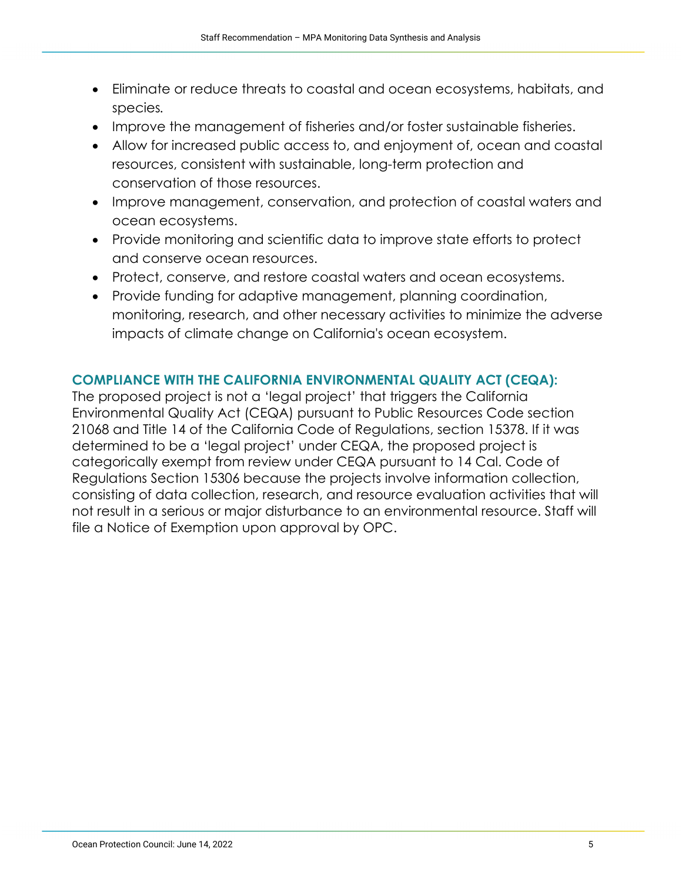- Eliminate or reduce threats to coastal and ocean ecosystems, habitats, and species.
- Improve the management of fisheries and/or foster sustainable fisheries.
- Allow for increased public access to, and enjoyment of, ocean and coastal resources, consistent with sustainable, long-term protection and conservation of those resources.
- Improve management, conservation, and protection of coastal waters and ocean ecosystems.
- Provide monitoring and scientific data to improve state efforts to protect and conserve ocean resources.
- Protect, conserve, and restore coastal waters and ocean ecosystems.
- Provide funding for adaptive management, planning coordination, monitoring, research, and other necessary activities to minimize the adverse impacts of climate change on California's ocean ecosystem.

## COMPLIANCE WITH THE CALIFORNIA ENVIRONMENTAL QUALITY ACT (CEQA):

The proposed project is not a 'legal project' that triggers the California Environmental Quality Act (CEQA) pursuant to Public Resources Code section 21068 and Title 14 of the California Code of Regulations, section 15378. If it was determined to be a 'legal project' under CEQA, the proposed project is categorically exempt from review under CEQA pursuant to 14 Cal. Code of Regulations Section 15306 because the projects involve information collection, consisting of data collection, research, and resource evaluation activities that will not result in a serious or major disturbance to an environmental resource. Staff will file a Notice of Exemption upon approval by OPC.